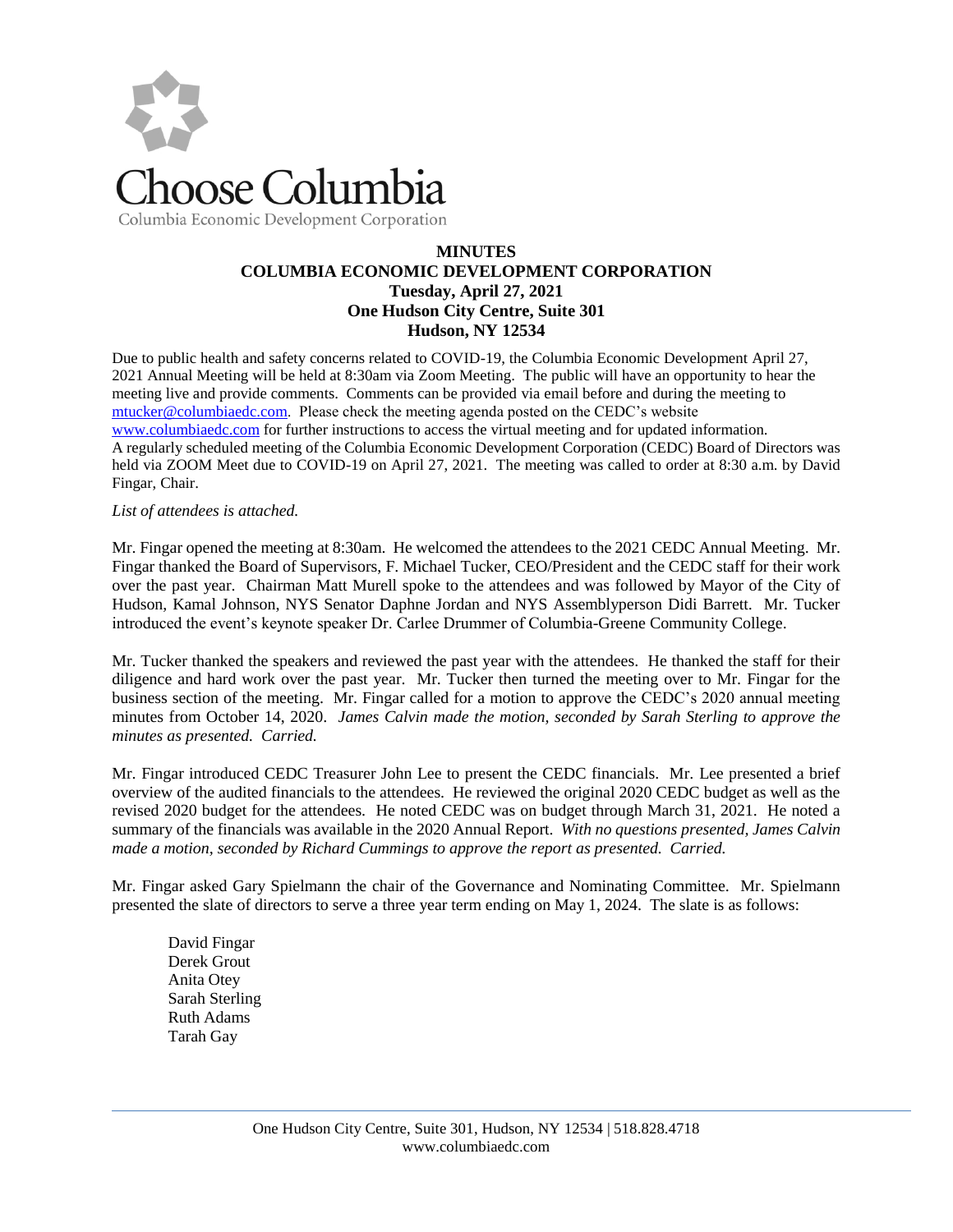Choose Columbia

Columbia Economic Development Corporation

**MINUTES**
**COLUMBIA ECONOMIC DEVELOPMENT CORPORATION**
**Tuesday, April 27, 2021**
**One Hudson City Centre, Suite 301**
**Hudson, NY 12534**

Due to public health and safety concerns related to COVID-19, the Columbia Economic Development April 27, 2021 Annual Meeting will be held at 8:30am via Zoom Meeting. The public will have an opportunity to hear the meeting live and provide comments. Comments can be provided via email before and during the meeting to mtucker@columbiaedc.com. Please check the meeting agenda posted on the CEDC's website www.columbiaedc.com for further instructions to access the virtual meeting and for updated information.
A regularly scheduled meeting of the Columbia Economic Development Corporation (CEDC) Board of Directors was held via ZOOM Meet due to COVID-19 on April 27, 2021. The meeting was called to order at 8:30 a.m. by David Fingar, Chair.

*List of attendees is attached.*

Mr. Fingar opened the meeting at 8:30am. He welcomed the attendees to the 2021 CEDC Annual Meeting. Mr. Fingar thanked the Board of Supervisors, F. Michael Tucker, CEO/President and the CEDC staff for their work over the past year. Chairman Matt Murell spoke to the attendees and was followed by Mayor of the City of Hudson, Kamal Johnson, NYS Senator Daphne Jordan and NYS Assemblyperson Didi Barrett. Mr. Tucker introduced the event's keynote speaker Dr. Carlee Drummer of Columbia-Greene Community College.

Mr. Tucker thanked the speakers and reviewed the past year with the attendees. He thanked the staff for their diligence and hard work over the past year. Mr. Tucker then turned the meeting over to Mr. Fingar for the business section of the meeting. Mr. Fingar called for a motion to approve the CEDC's 2020 annual meeting minutes from October 14, 2020. *James Calvin made the motion, seconded by Sarah Sterling to approve the minutes as presented. Carried.*

Mr. Fingar introduced CEDC Treasurer John Lee to present the CEDC financials. Mr. Lee presented a brief overview of the audited financials to the attendees. He reviewed the original 2020 CEDC budget as well as the revised 2020 budget for the attendees. He noted CEDC was on budget through March 31, 2021. He noted a summary of the financials was available in the 2020 Annual Report. *With no questions presented, James Calvin made a motion, seconded by Richard Cummings to approve the report as presented. Carried.*

Mr. Fingar asked Gary Spielmann the chair of the Governance and Nominating Committee. Mr. Spielmann presented the slate of directors to serve a three year term ending on May 1, 2024. The slate is as follows:

David Fingar
Derek Grout
Anita Otey
Sarah Sterling
Ruth Adams
Tarah Gay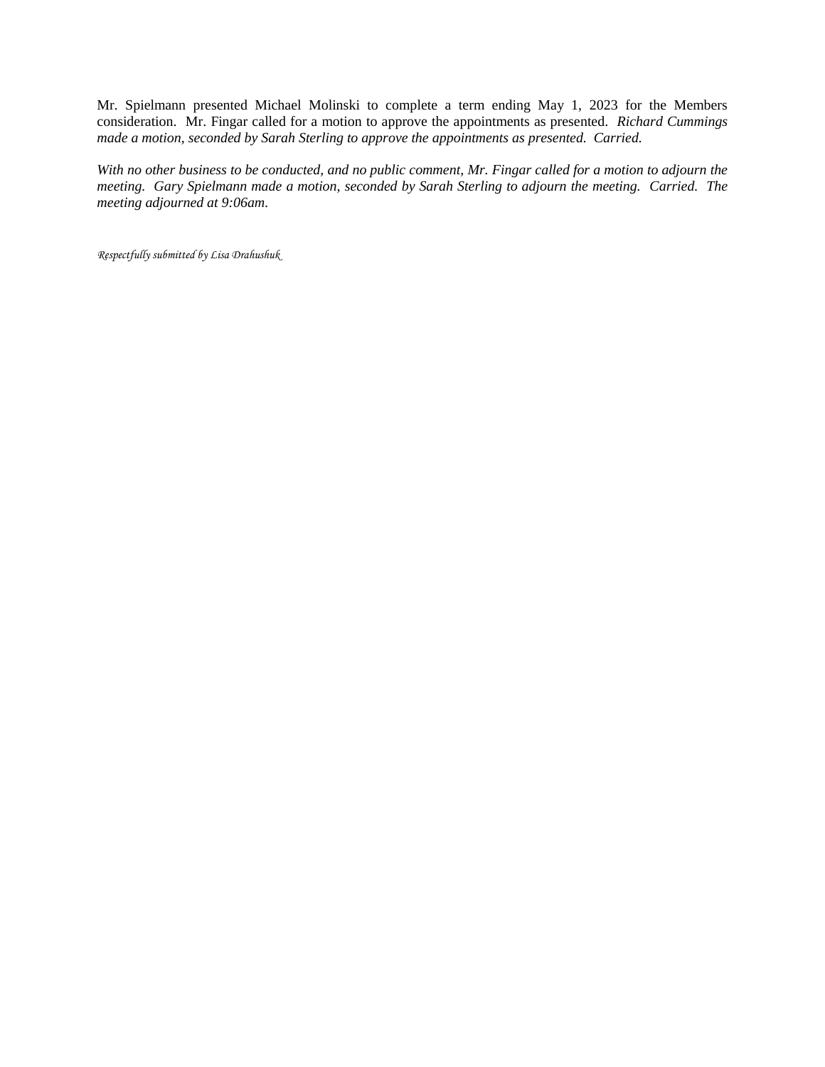Mr. Spielmann presented Michael Molinski to complete a term ending May 1, 2023 for the Members consideration. Mr. Fingar called for a motion to approve the appointments as presented. *Richard Cummings made a motion, seconded by Sarah Sterling to approve the appointments as presented. Carried.*

*With no other business to be conducted, and no public comment, Mr. Fingar called for a motion to adjourn the meeting. Gary Spielmann made a motion, seconded by Sarah Sterling to adjourn the meeting. Carried. The meeting adjourned at 9:06am.*

*Respectfully submitted by Lisa Drahushuk*